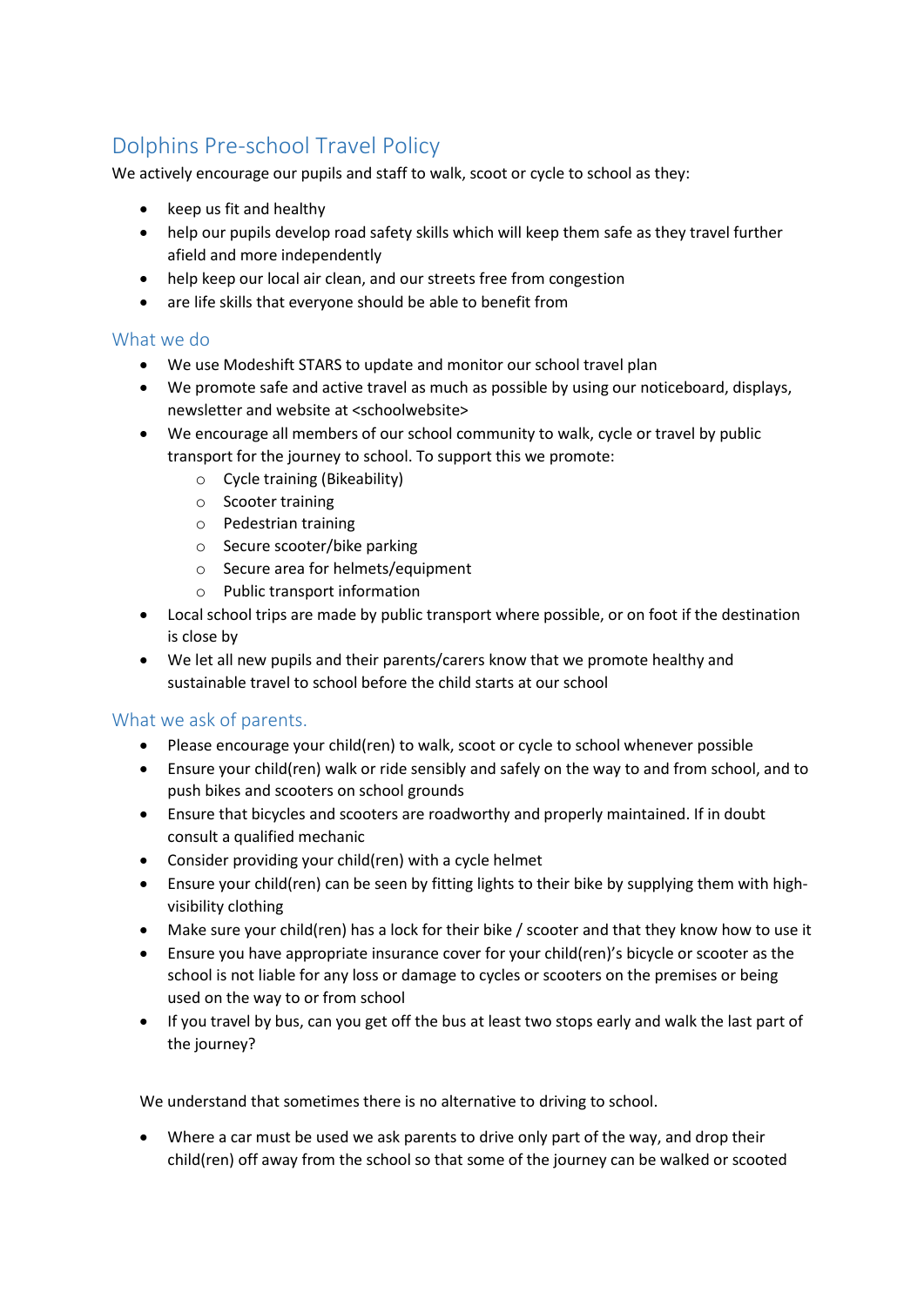# Dolphins Pre-school Travel Policy

We actively encourage our pupils and staff to walk, scoot or cycle to school as they:

- keep us fit and healthy
- help our pupils develop road safety skills which will keep them safe as they travel further afield and more independently
- help keep our local air clean, and our streets free from congestion
- are life skills that everyone should be able to benefit from

## What we do

- We use Modeshift STARS to update and monitor our school travel plan
- We promote safe and active travel as much as possible by using our noticeboard, displays, newsletter and website at <schoolwebsite>
- We encourage all members of our school community to walk, cycle or travel by public transport for the journey to school. To support this we promote:
  - Cycle training (Bikeability)
  - Scooter training
  - Pedestrian training
  - Secure scooter/bike parking
  - Secure area for helmets/equipment
  - Public transport information
- Local school trips are made by public transport where possible, or on foot if the destination is close by
- We let all new pupils and their parents/carers know that we promote healthy and sustainable travel to school before the child starts at our school

## What we ask of parents.

- Please encourage your child(ren) to walk, scoot or cycle to school whenever possible
- Ensure your child(ren) walk or ride sensibly and safely on the way to and from school, and to push bikes and scooters on school grounds
- Ensure that bicycles and scooters are roadworthy and properly maintained. If in doubt consult a qualified mechanic
- Consider providing your child(ren) with a cycle helmet
- Ensure your child(ren) can be seen by fitting lights to their bike by supplying them with high-visibility clothing
- Make sure your child(ren) has a lock for their bike / scooter and that they know how to use it
- Ensure you have appropriate insurance cover for your child(ren)'s bicycle or scooter as the school is not liable for any loss or damage to cycles or scooters on the premises or being used on the way to or from school
- If you travel by bus, can you get off the bus at least two stops early and walk the last part of the journey?

We understand that sometimes there is no alternative to driving to school.

- Where a car must be used we ask parents to drive only part of the way, and drop their child(ren) off away from the school so that some of the journey can be walked or scooted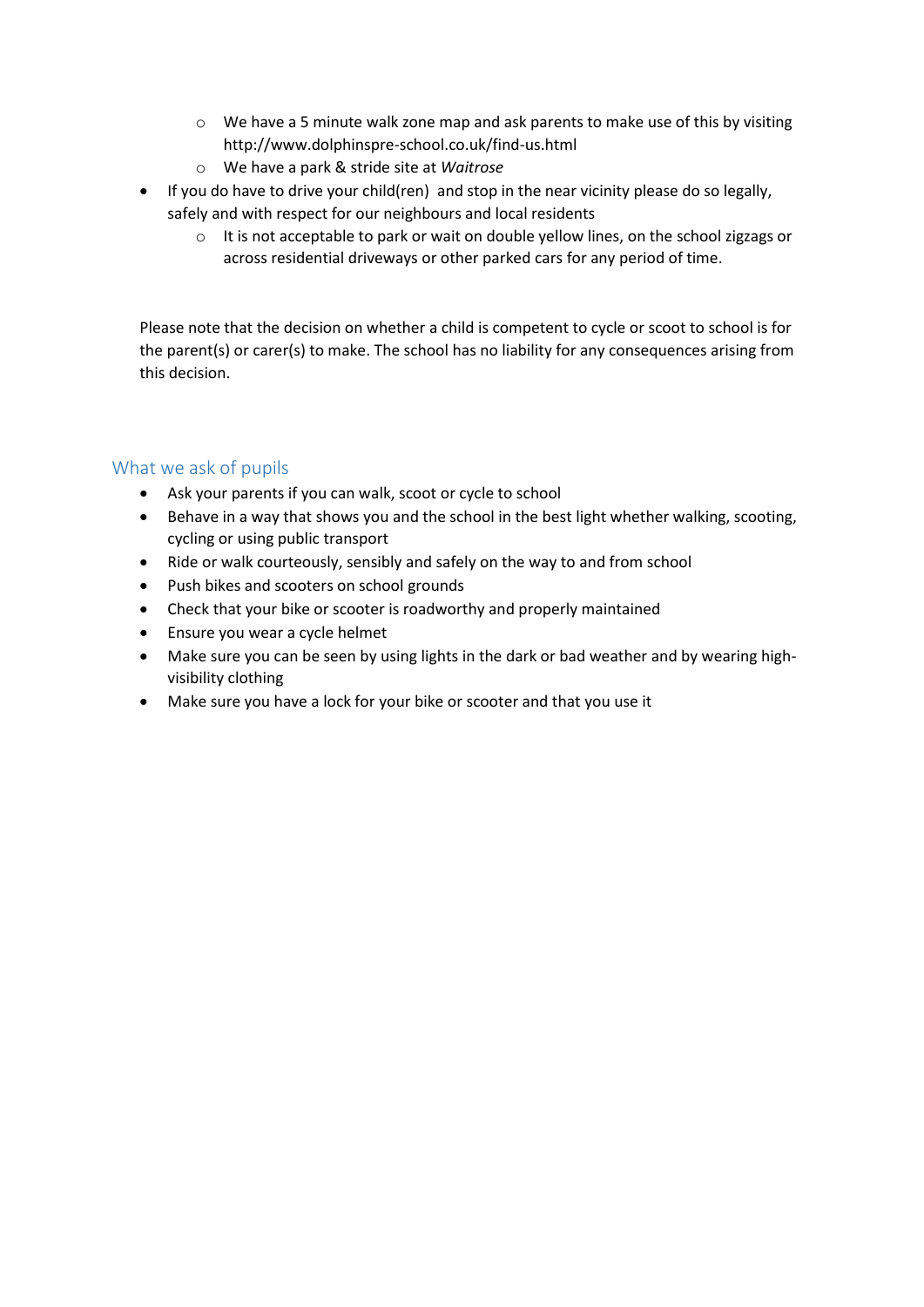- We have a 5 minute walk zone map and ask parents to make use of this by visiting http://www.dolphinspre-school.co.uk/find-us.html
  - We have a park & stride site at *Waitrose*
- If you do have to drive your child(ren) and stop in the near vicinity please do so legally, safely and with respect for our neighbours and local residents
  - It is not acceptable to park or wait on double yellow lines, on the school zigzags or across residential driveways or other parked cars for any period of time.

Please note that the decision on whether a child is competent to cycle or scoot to school is for the parent(s) or carer(s) to make. The school has no liability for any consequences arising from this decision.

## What we ask of pupils

- Ask your parents if you can walk, scoot or cycle to school
- Behave in a way that shows you and the school in the best light whether walking, scooting, cycling or using public transport
- Ride or walk courteously, sensibly and safely on the way to and from school
- Push bikes and scooters on school grounds
- Check that your bike or scooter is roadworthy and properly maintained
- Ensure you wear a cycle helmet
- Make sure you can be seen by using lights in the dark or bad weather and by wearing high-visibility clothing
- Make sure you have a lock for your bike or scooter and that you use it